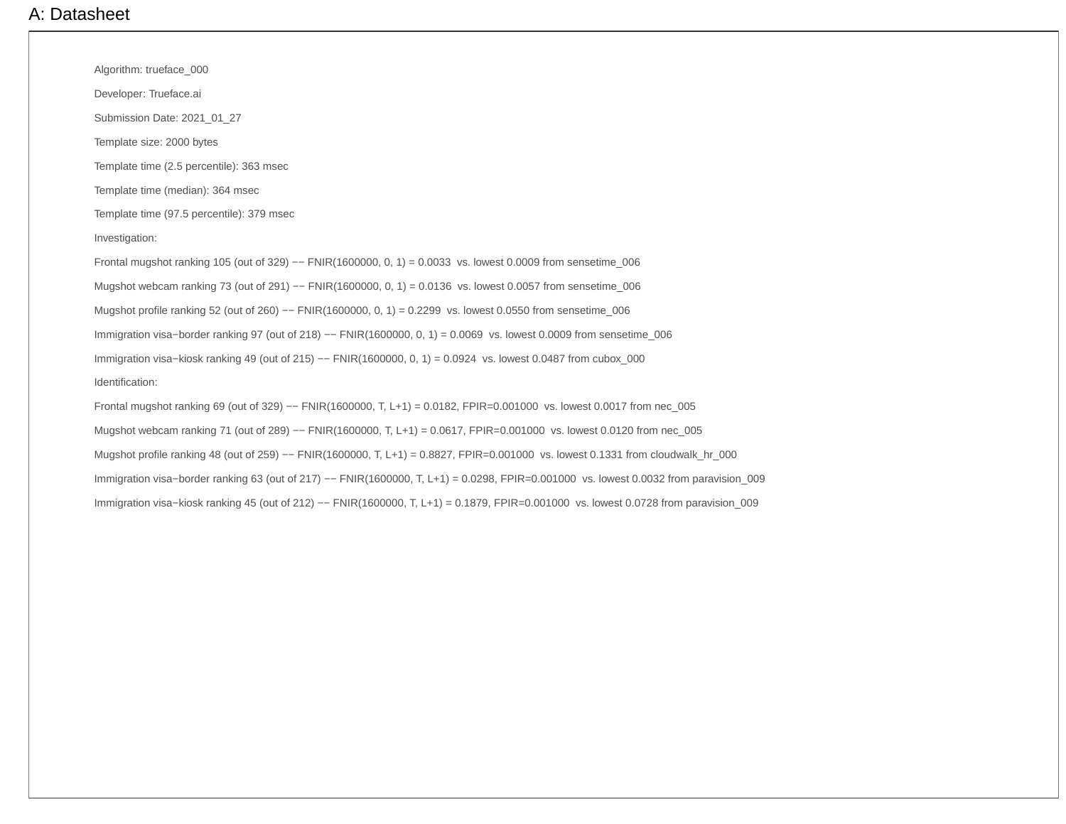## A: Datasheet

Algorithm: trueface_000

Developer: Trueface.ai

Submission Date: 2021_01_27

Template size: 2000 bytes

Template time (2.5 percentile): 363 msec

Template time (median): 364 msec

Template time (97.5 percentile): 379 msec

Investigation:

Frontal mugshot ranking 105 (out of 329) −− FNIR(1600000, 0, 1) = 0.0033 vs. lowest 0.0009 from sensetime_006

Mugshot webcam ranking 73 (out of 291) −− FNIR(1600000, 0, 1) = 0.0136 vs. lowest 0.0057 from sensetime_006

Mugshot profile ranking 52 (out of 260) −− FNIR(1600000, 0, 1) = 0.2299 vs. lowest 0.0550 from sensetime_006

Immigration visa−border ranking 97 (out of 218) −− FNIR(1600000, 0, 1) = 0.0069 vs. lowest 0.0009 from sensetime_006

Immigration visa−kiosk ranking 49 (out of 215) −− FNIR(1600000, 0, 1) = 0.0924 vs. lowest 0.0487 from cubox_000

Identification:

Frontal mugshot ranking 69 (out of 329) −− FNIR(1600000, T, L+1) = 0.0182, FPIR=0.001000 vs. lowest 0.0017 from nec_005

Mugshot webcam ranking 71 (out of 289) −− FNIR(1600000, T, L+1) = 0.0617, FPIR=0.001000 vs. lowest 0.0120 from nec_005

Mugshot profile ranking 48 (out of 259) −− FNIR(1600000, T, L+1) = 0.8827, FPIR=0.001000 vs. lowest 0.1331 from cloudwalk_hr_000

Immigration visa−border ranking 63 (out of 217) −− FNIR(1600000, T, L+1) = 0.0298, FPIR=0.001000 vs. lowest 0.0032 from paravision_009

Immigration visa−kiosk ranking 45 (out of 212) −− FNIR(1600000, T, L+1) = 0.1879, FPIR=0.001000 vs. lowest 0.0728 from paravision_009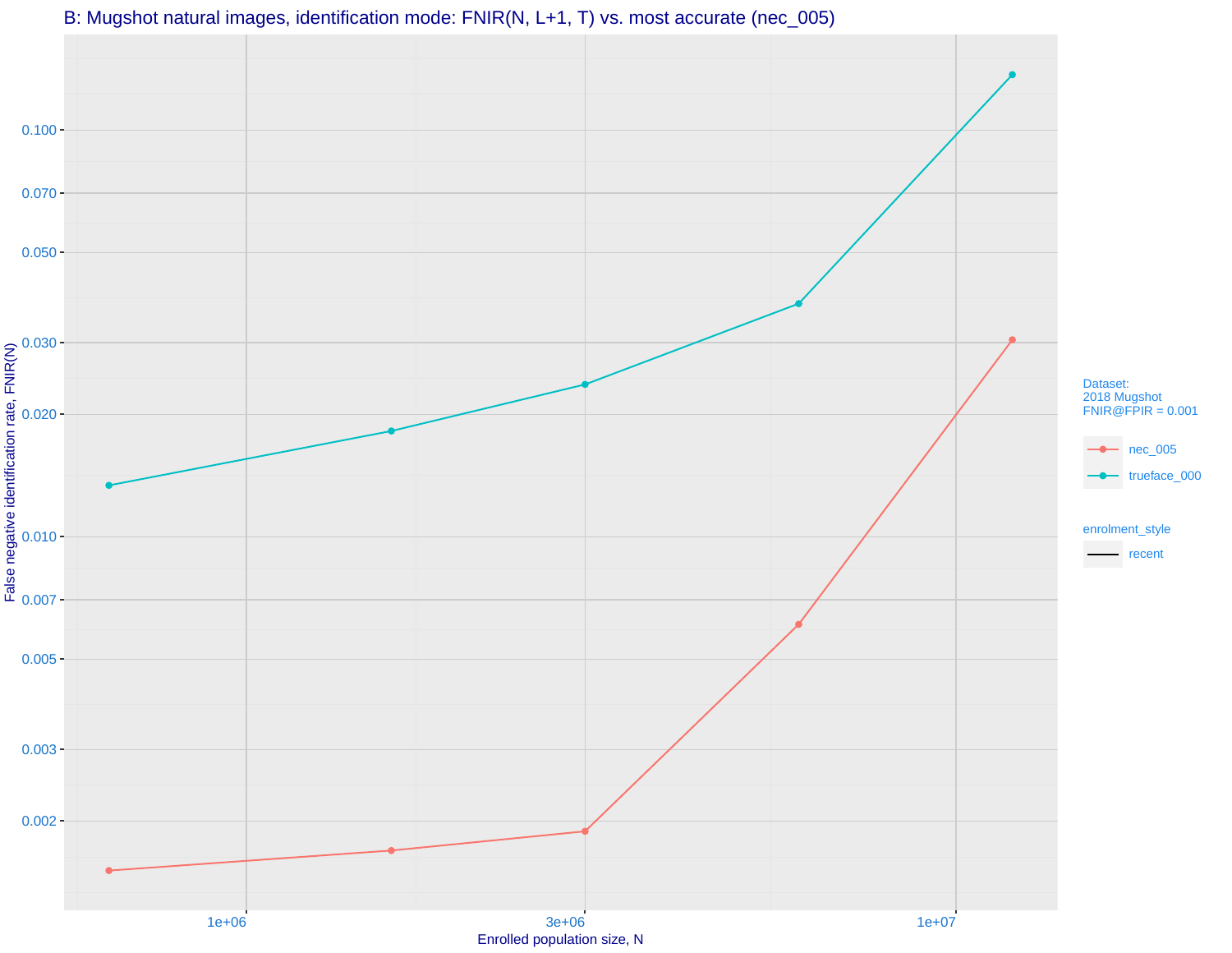B: Mugshot natural images, identification mode: FNIR(N, L+1, T) vs. most accurate (nec_005)

False negative identification rate, FNIR(N)

Enrolled population size, N

Dataset:
2018 Mugshot
FNIR@FPIR = 0.001

nec_005

trueface_000

enrolment_style

recent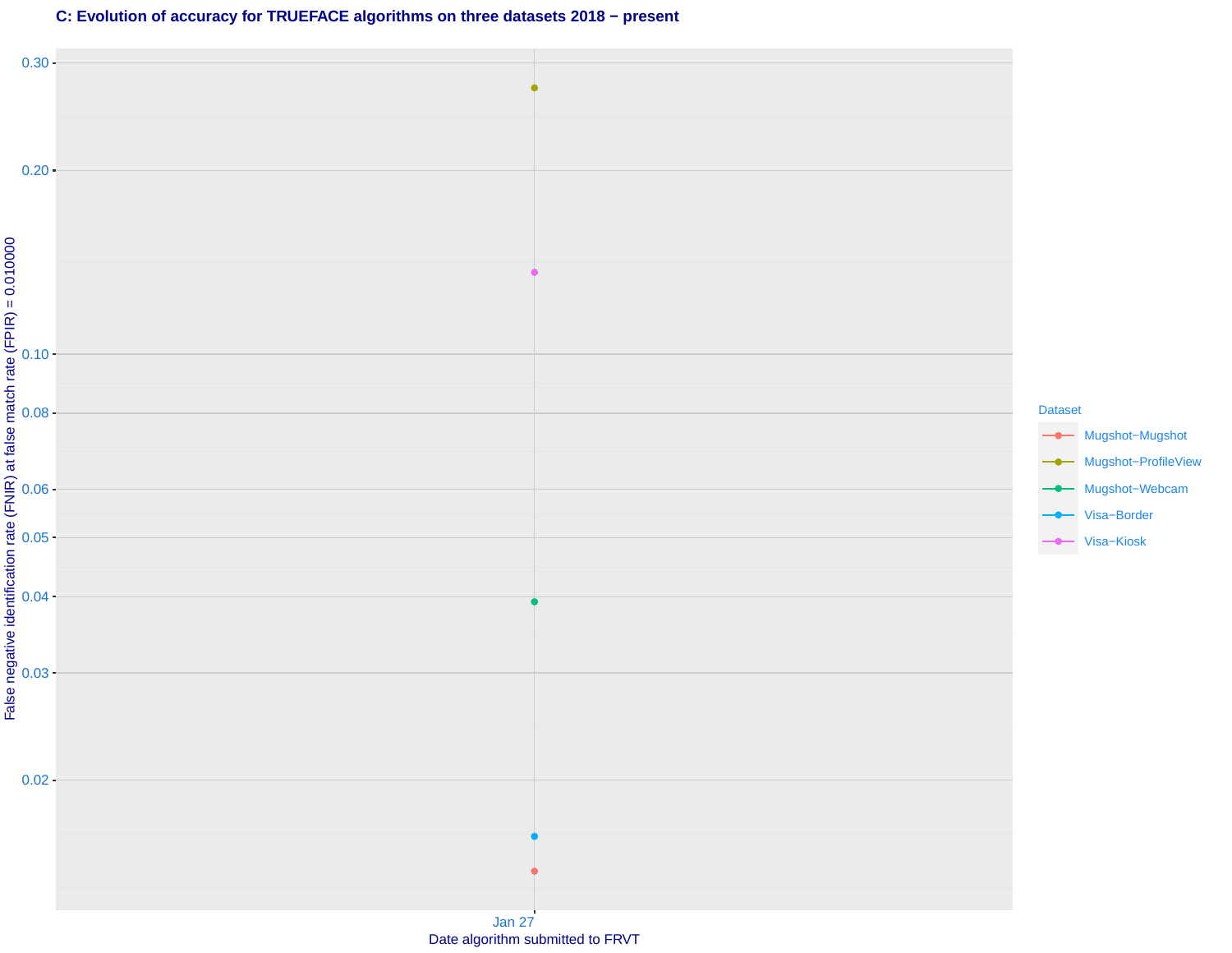**C: Evolution of accuracy for TRUEFACE algorithms on three datasets 2018 − present**

False negative identification rate (FNIR) at false match rate (FPIR) = 0.010000

0.30
0.20
0.10
0.08
0.06
0.05
0.04
0.03
0.02

Jan 27

Date algorithm submitted to FRVT

Dataset
- Mugshot−Mugshot
- Mugshot−ProfileView
- Mugshot−Webcam
- Visa−Border
- Visa−Kiosk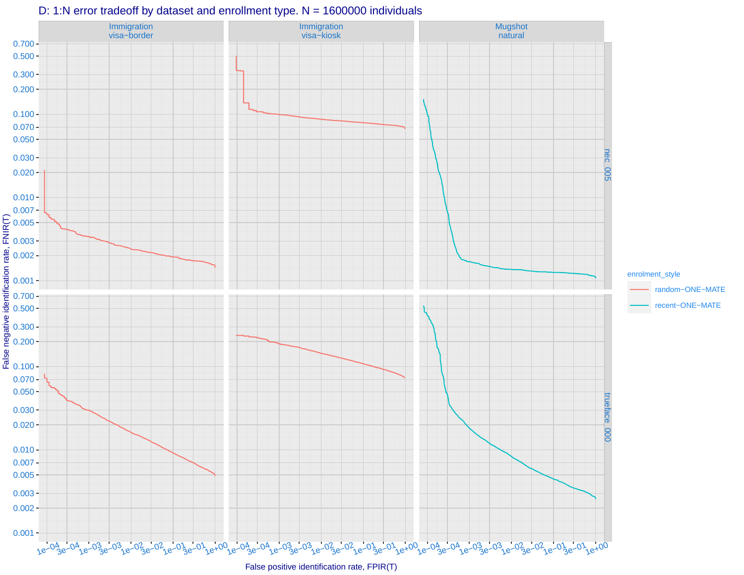D: 1:N error tradeoff by dataset and enrollment type. N = 1600000 individuals

| | Immigration visa−border | Immigration visa−kiosk | Mugshot natural |
|---|---|---|---|
| nec_005 | random−ONE−MATE | random−ONE−MATE | recent−ONE−MATE |
| trueface_000 | random−ONE−MATE | random−ONE−MATE | recent−ONE−MATE |

False negative identification rate, FNIR(T)

False positive identification rate, FPIR(T)

enrolment_style: random−ONE−MATE, recent−ONE−MATE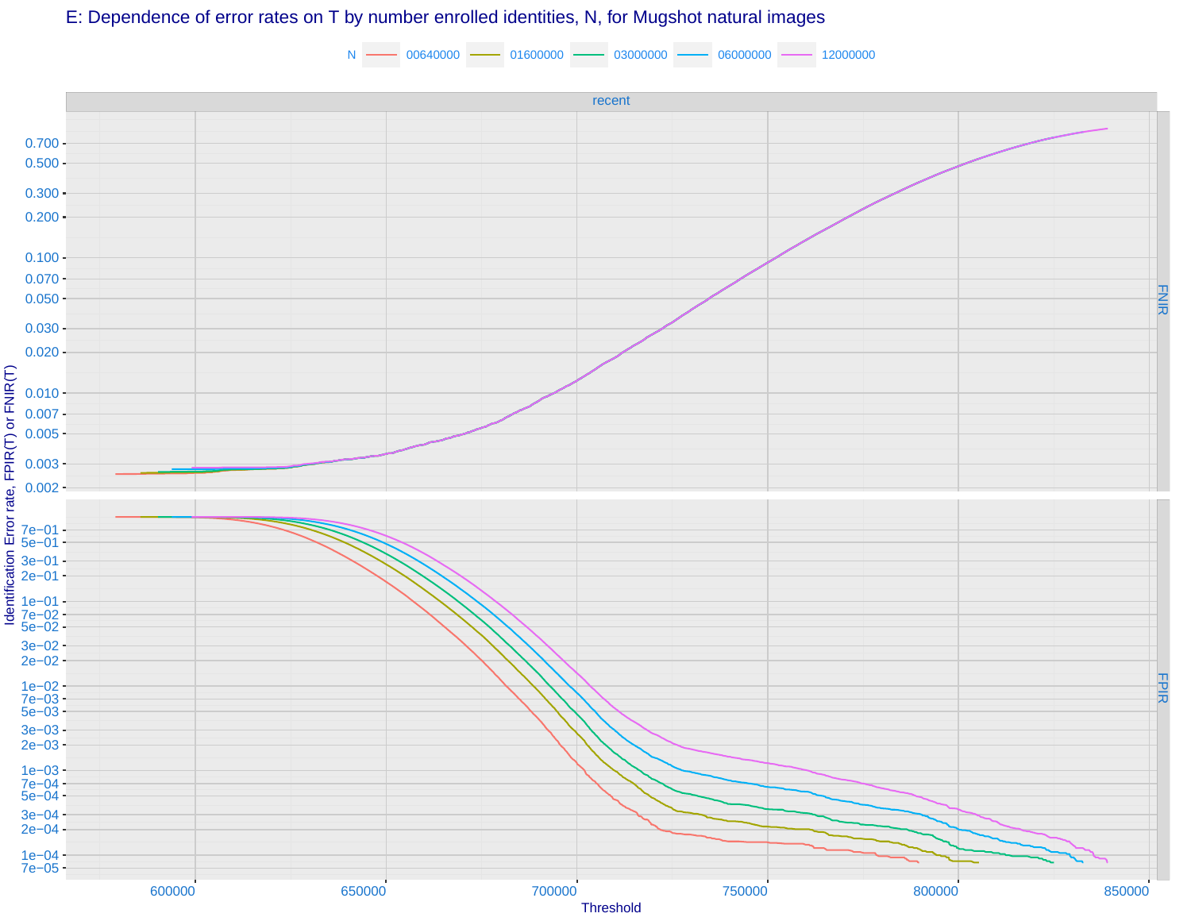E: Dependence of error rates on T by number enrolled identities, N, for Mugshot natural images

N: 00640000, 01600000, 03000000, 06000000, 12000000

recent

FNIR

FPIR

Identification Error rate, FPIR(T) or FNIR(T)

Threshold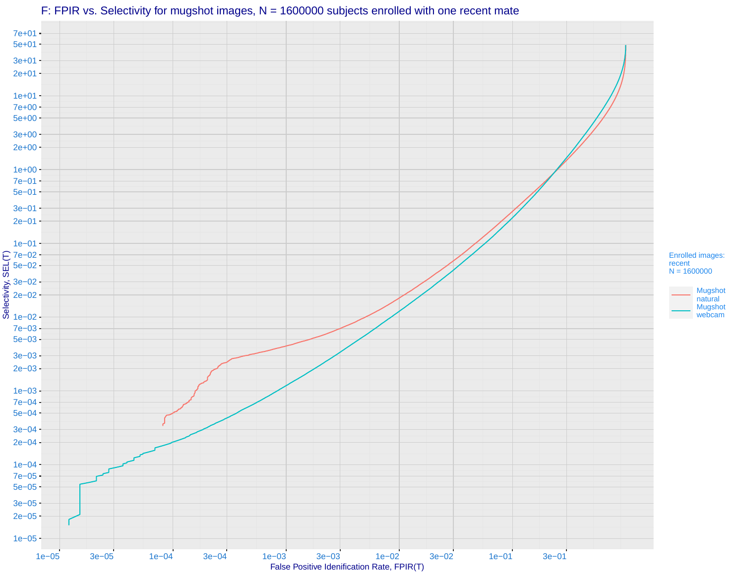F: FPIR vs. Selectivity for mugshot images, N = 1600000 subjects enrolled with one recent mate

Selectivity, SEL(T)

False Positive Idenification Rate, FPIR(T)

Enrolled images: recent N = 1600000

Mugshot natural

Mugshot webcam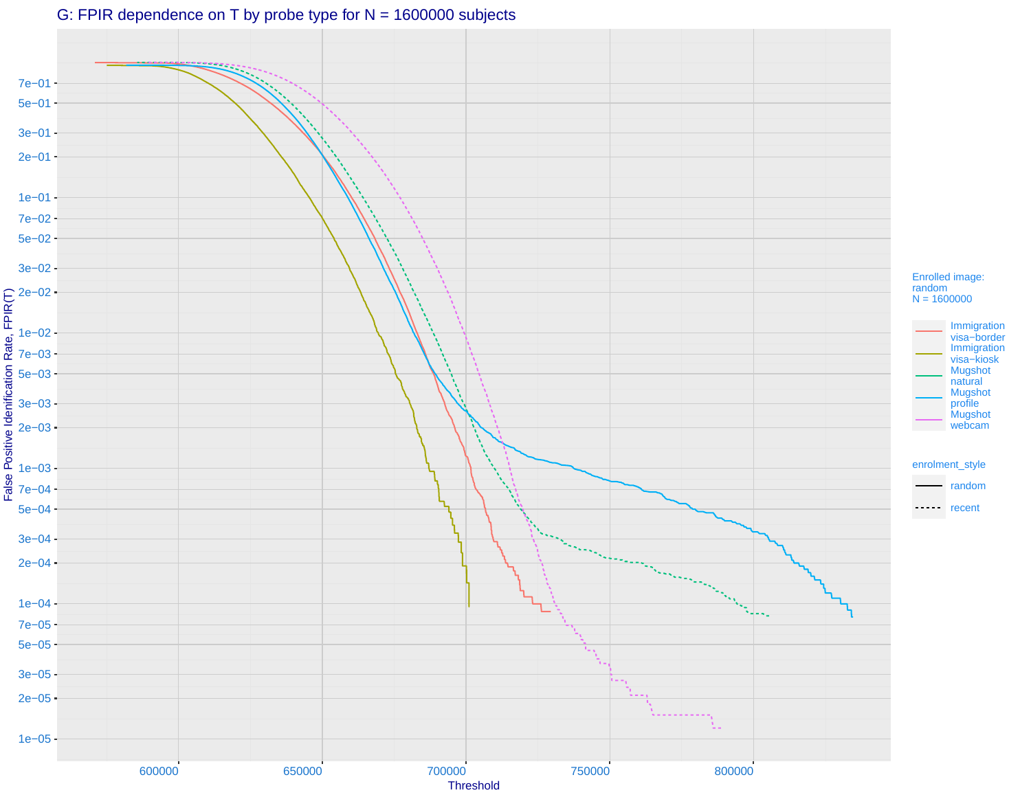G: FPIR dependence on T by probe type for N = 1600000 subjects

False Positive Idenification Rate, FPIR(T)

Threshold

Enrolled image: random
N = 1600000

- Immigration visa−border
- Immigration visa−kiosk
- Mugshot natural
- Mugshot profile
- Mugshot webcam

enrolment_style

- random
- recent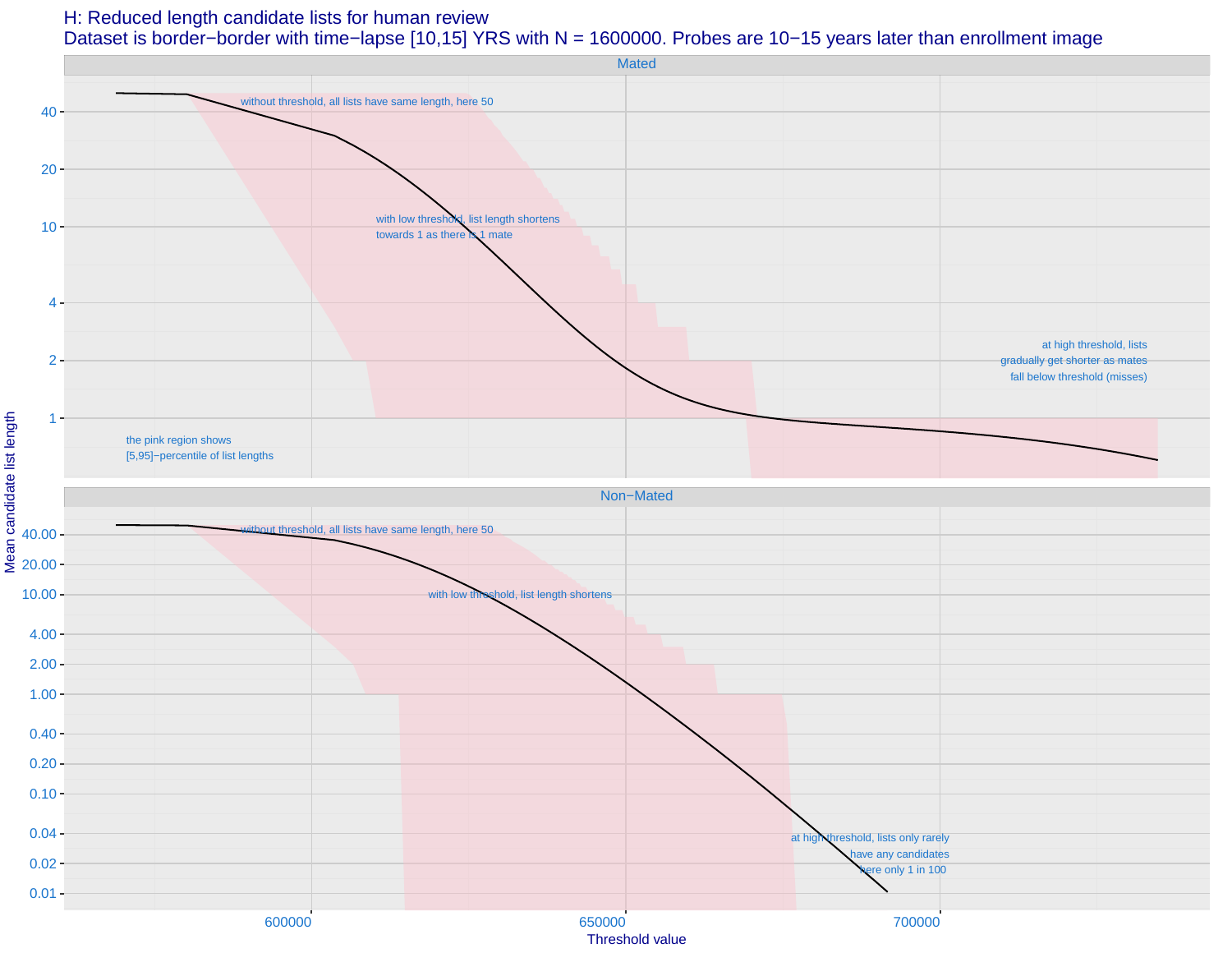H: Reduced length candidate lists for human review

Dataset is border−border with time−lapse [10,15] YRS with N = 1600000. Probes are 10−15 years later than enrollment image

**Mated**

- without threshold, all lists have same length, here 50
- with low threshold, list length shortens towards 1 as there is 1 mate
- at high threshold, lists gradually get shorter as mates fall below threshold (misses)
- the pink region shows [5,95]−percentile of list lengths

**Non−Mated**

- without threshold, all lists have same length, here 50
- with low threshold, list length shortens
- at high threshold, lists only rarely have any candidates here only 1 in 100

Y-axis: Mean candidate list length

X-axis: Threshold value (600000, 650000, 700000)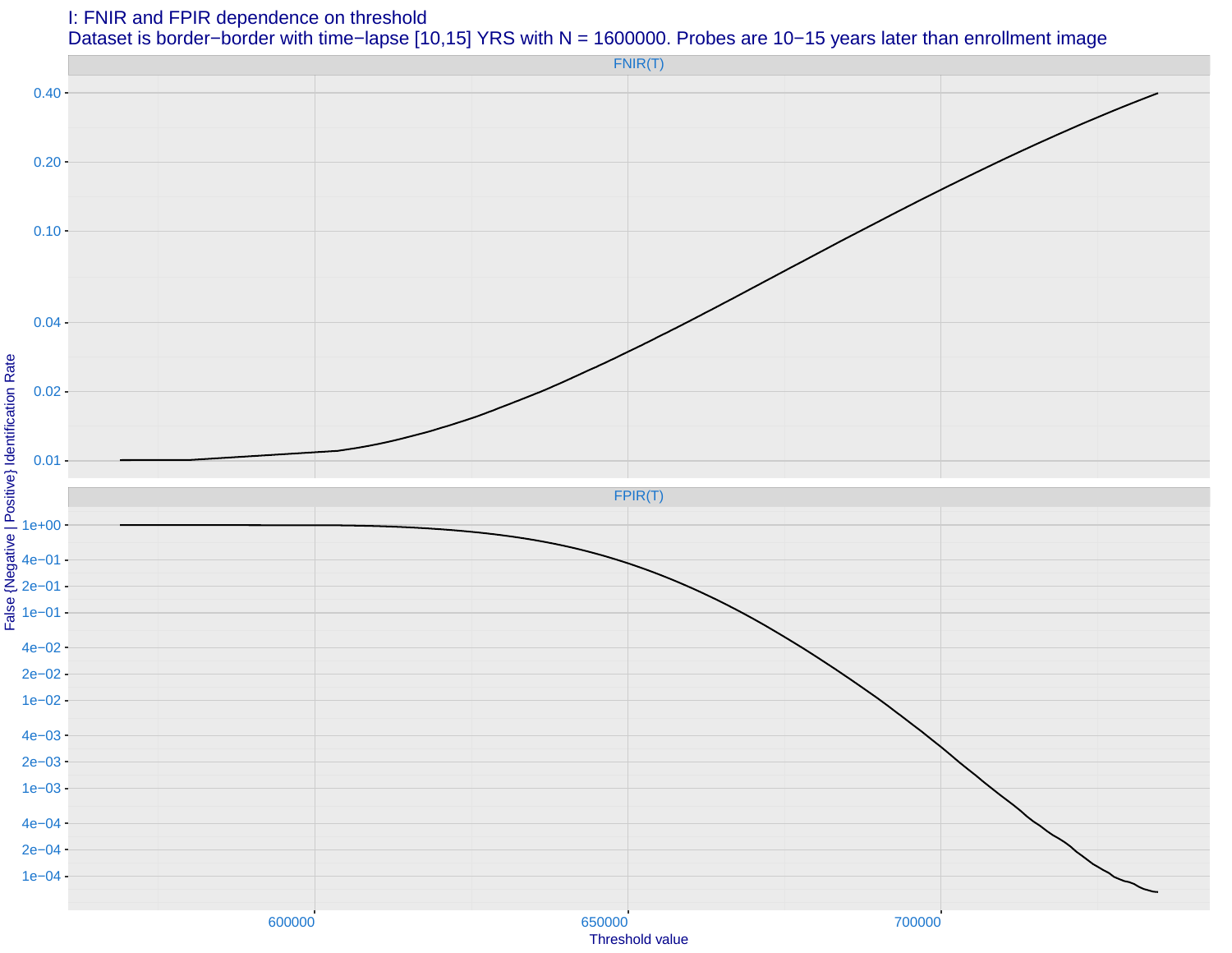I: FNIR and FPIR dependence on threshold

Dataset is border−border with time−lapse [10,15] YRS with N = 1600000. Probes are 10−15 years later than enrollment image

FNIR(T)

FPIR(T)

False {Negative | Positive} Identification Rate

Threshold value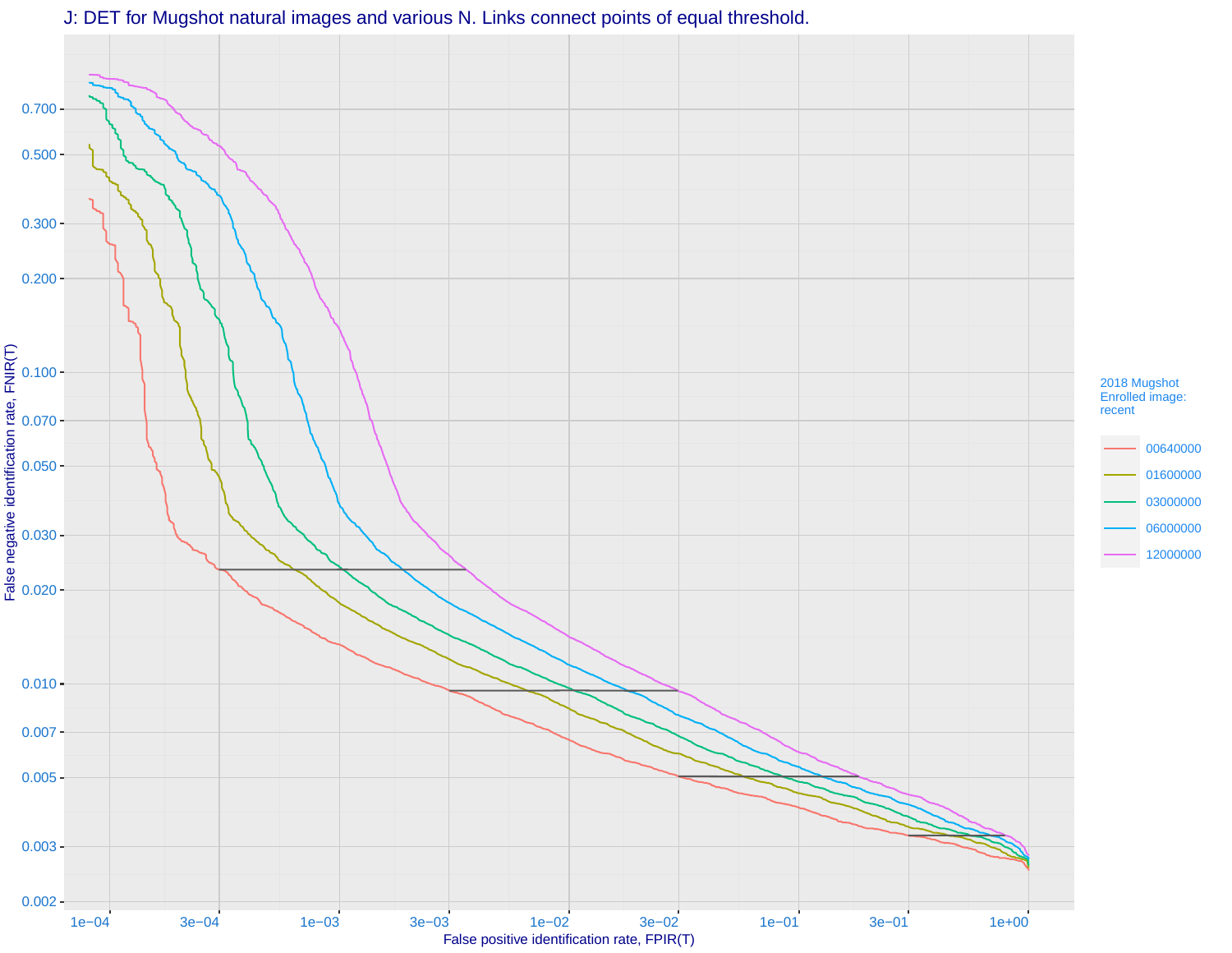J: DET for Mugshot natural images and various N. Links connect points of equal threshold.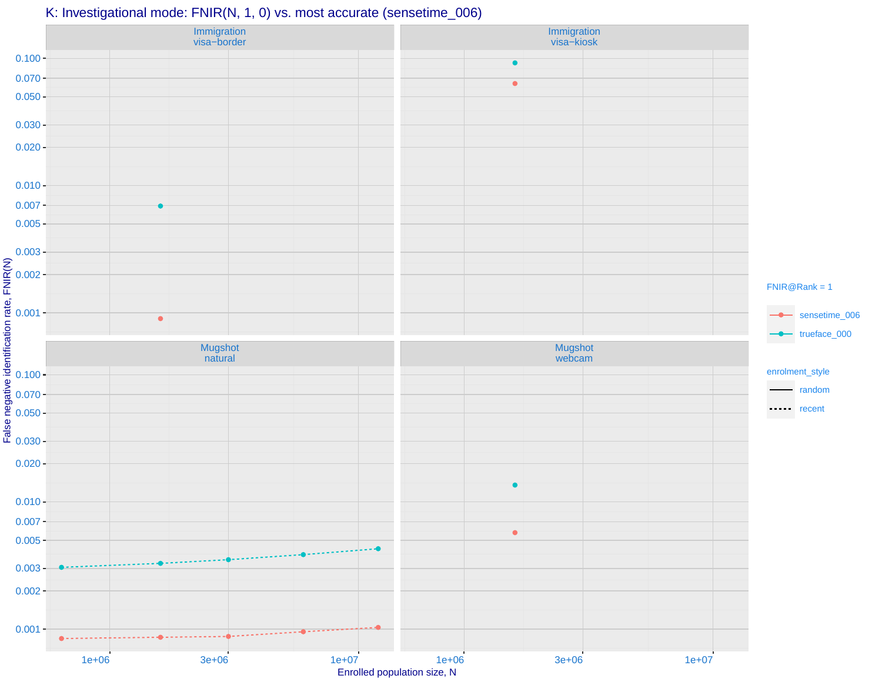K: Investigational mode: FNIR(N, 1, 0) vs. most accurate (sensetime_006)

Immigration visa−border

Immigration visa−kiosk

Mugshot natural

Mugshot webcam

False negative identification rate, FNIR(N)

Enrolled population size, N

FNIR@Rank = 1

- sensetime_006
- trueface_000

enrolment_style

- random
- recent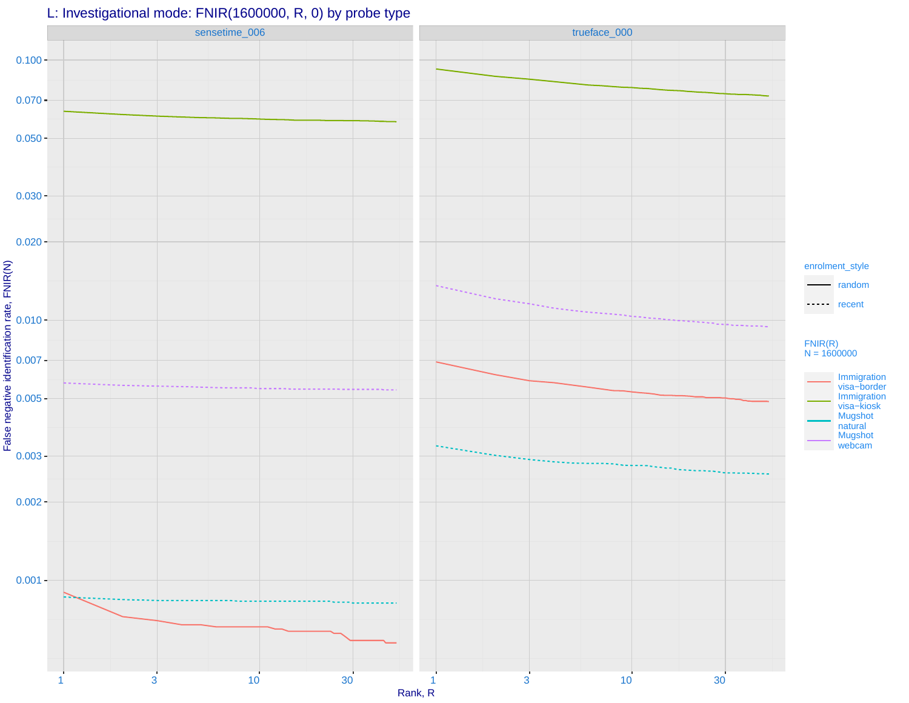L: Investigational mode: FNIR(1600000, R, 0) by probe type

sensetime_006 | trueface_000

False negative identification rate, FNIR(N)

Rank, R

enrolment_style
- random
- recent

FNIR(R)
N = 1600000
- Immigration visa−border
- Immigration visa−kiosk
- Mugshot natural
- Mugshot webcam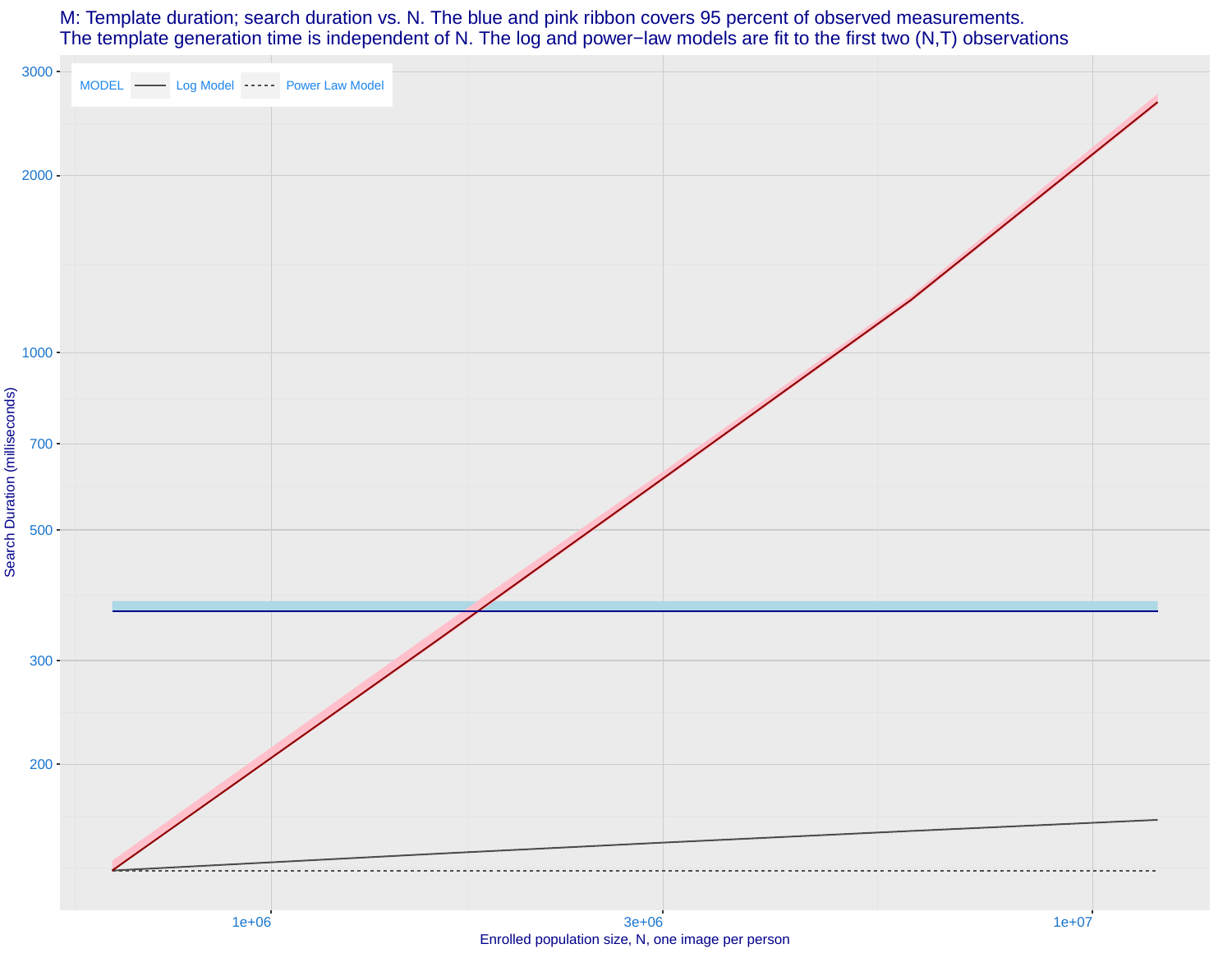M: Template duration; search duration vs. N. The blue and pink ribbon covers 95 percent of observed measurements.
The template generation time is independent of N. The log and power−law models are fit to the first two (N,T) observations

MODEL — Log Model — Power Law Model

Search Duration (milliseconds)

Enrolled population size, N, one image per person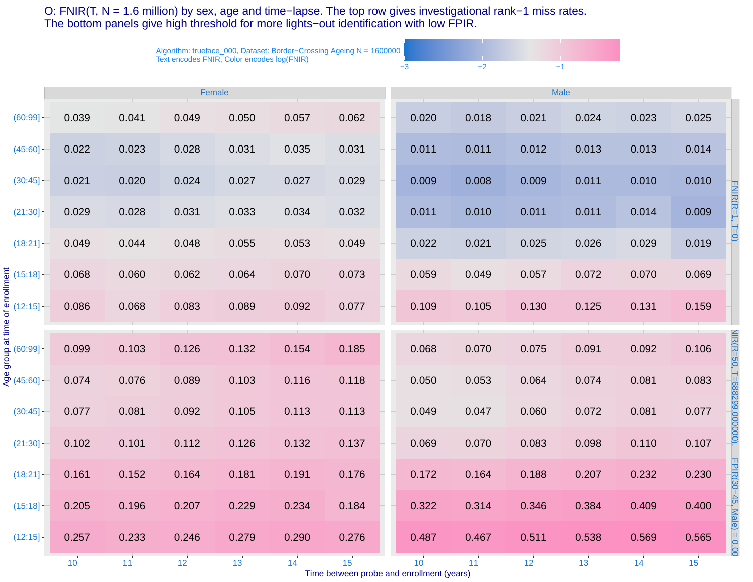O: FNIR(T, N = 1.6 million) by sex, age and time−lapse. The top row gives investigational rank−1 miss rates. The bottom panels give high threshold for more lights−out identification with low FPIR.

Algorithm: trueface_000, Dataset: Border−Crossing Ageing N = 1600000
Text encodes FNIR, Color encodes log(FNIR)

**FNIR(R=1, T=0)**

| Age group at time of enrollment | Female 10 | Female 11 | Female 12 | Female 13 | Female 14 | Female 15 | Male 10 | Male 11 | Male 12 | Male 13 | Male 14 | Male 15 |
|---|---|---|---|---|---|---|---|---|---|---|---|---|
| (60:99] | 0.039 | 0.041 | 0.049 | 0.050 | 0.057 | 0.062 | 0.020 | 0.018 | 0.021 | 0.024 | 0.023 | 0.025 |
| (45:60] | 0.022 | 0.023 | 0.028 | 0.031 | 0.035 | 0.031 | 0.011 | 0.011 | 0.012 | 0.013 | 0.013 | 0.014 |
| (30:45] | 0.021 | 0.020 | 0.024 | 0.027 | 0.027 | 0.029 | 0.009 | 0.008 | 0.009 | 0.011 | 0.010 | 0.010 |
| (21:30] | 0.029 | 0.028 | 0.031 | 0.033 | 0.034 | 0.032 | 0.011 | 0.010 | 0.011 | 0.011 | 0.014 | 0.009 |
| (18:21] | 0.049 | 0.044 | 0.048 | 0.055 | 0.053 | 0.049 | 0.022 | 0.021 | 0.025 | 0.026 | 0.029 | 0.019 |
| (15:18] | 0.068 | 0.060 | 0.062 | 0.064 | 0.070 | 0.073 | 0.059 | 0.049 | 0.057 | 0.072 | 0.070 | 0.069 |
| (12:15] | 0.086 | 0.068 | 0.083 | 0.089 | 0.092 | 0.077 | 0.109 | 0.105 | 0.130 | 0.125 | 0.131 | 0.159 |

**FNIR(R=50, T=688299.000000), FPIR(30−45, Male) = 0.00**

| Age group at time of enrollment | Female 10 | Female 11 | Female 12 | Female 13 | Female 14 | Female 15 | Male 10 | Male 11 | Male 12 | Male 13 | Male 14 | Male 15 |
|---|---|---|---|---|---|---|---|---|---|---|---|---|
| (60:99] | 0.099 | 0.103 | 0.126 | 0.132 | 0.154 | 0.185 | 0.068 | 0.070 | 0.075 | 0.091 | 0.092 | 0.106 |
| (45:60] | 0.074 | 0.076 | 0.089 | 0.103 | 0.116 | 0.118 | 0.050 | 0.053 | 0.064 | 0.074 | 0.081 | 0.083 |
| (30:45] | 0.077 | 0.081 | 0.092 | 0.105 | 0.113 | 0.113 | 0.049 | 0.047 | 0.060 | 0.072 | 0.081 | 0.077 |
| (21:30] | 0.102 | 0.101 | 0.112 | 0.126 | 0.132 | 0.137 | 0.069 | 0.070 | 0.083 | 0.098 | 0.110 | 0.107 |
| (18:21] | 0.161 | 0.152 | 0.164 | 0.181 | 0.191 | 0.176 | 0.172 | 0.164 | 0.188 | 0.207 | 0.232 | 0.230 |
| (15:18] | 0.205 | 0.196 | 0.207 | 0.229 | 0.234 | 0.184 | 0.322 | 0.314 | 0.346 | 0.384 | 0.409 | 0.400 |
| (12:15] | 0.257 | 0.233 | 0.246 | 0.279 | 0.290 | 0.276 | 0.487 | 0.467 | 0.511 | 0.538 | 0.569 | 0.565 |

Time between probe and enrollment (years)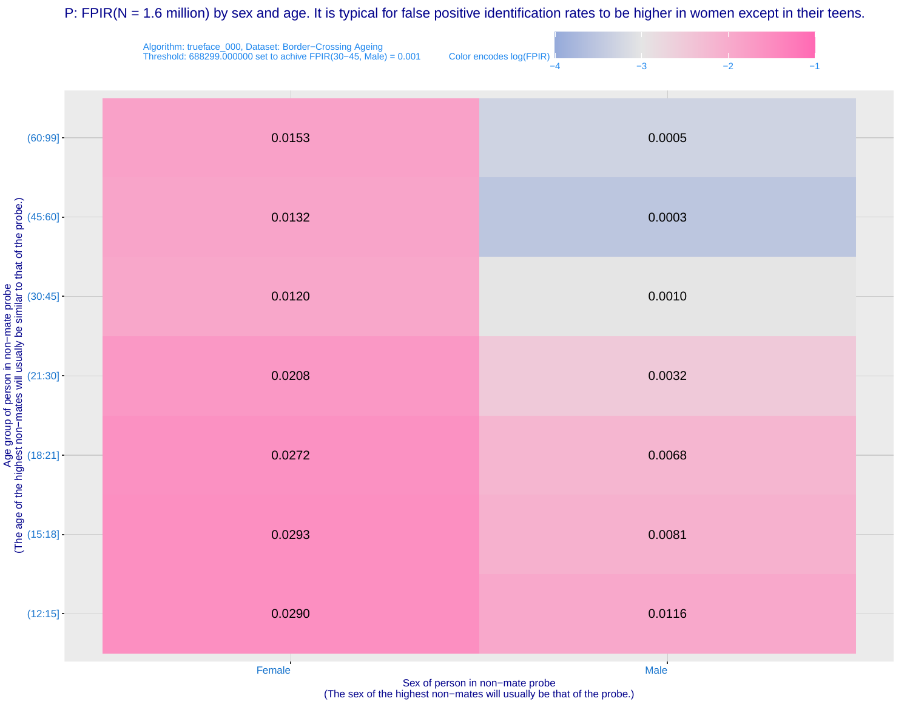P: FPIR(N = 1.6 million) by sex and age. It is typical for false positive identification rates to be higher in women except in their teens.

Algorithm: trueface_000, Dataset: Border−Crossing Ageing
Threshold: 688299.000000 set to achive FPIR(30−45, Male) = 0.001

Color encodes log(FPIR)

| Age group of person in non−mate probe (The age of the highest non−mates will usually be similar to that of the probe.) | Female | Male |
|---|---|---|
| (60:99] | 0.0153 | 0.0005 |
| (45:60] | 0.0132 | 0.0003 |
| (30:45] | 0.0120 | 0.0010 |
| (21:30] | 0.0208 | 0.0032 |
| (18:21] | 0.0272 | 0.0068 |
| (15:18] | 0.0293 | 0.0081 |
| (12:15] | 0.0290 | 0.0116 |

Sex of person in non−mate probe
(The sex of the highest non−mates will usually be that of the probe.)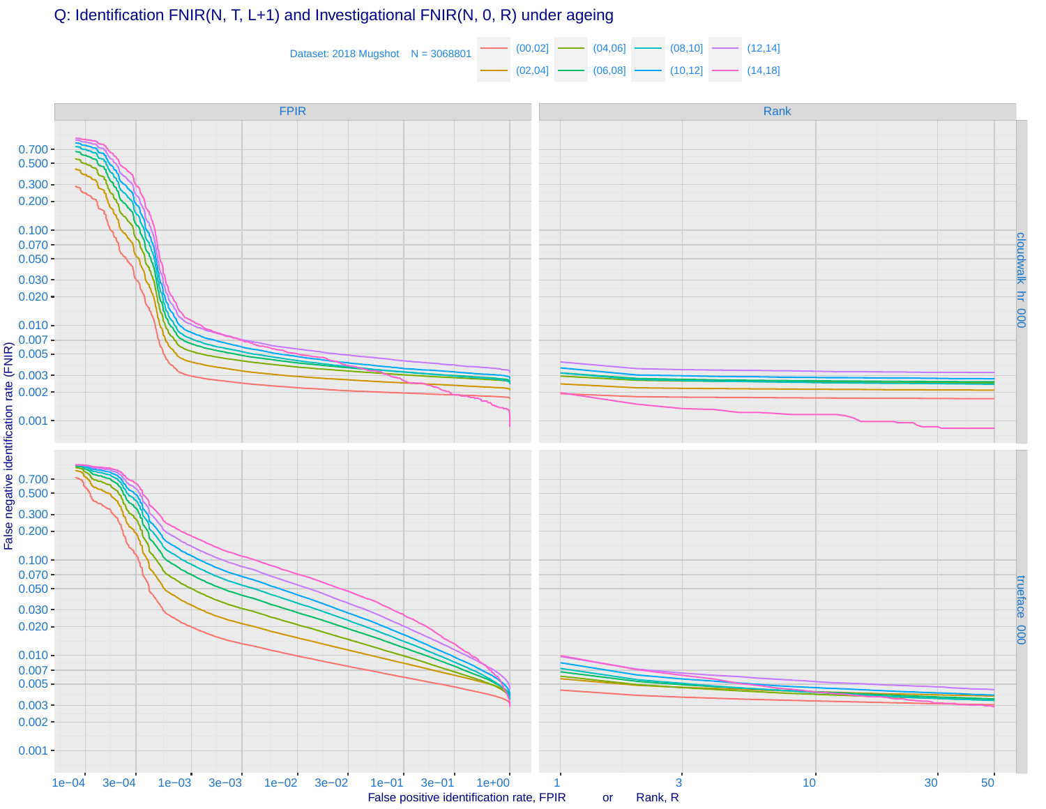Q: Identification FNIR(N, T, L+1) and Investigational FNIR(N, 0, R) under ageing

Dataset: 2018 Mugshot N = 3068801

(00,02] (02,04] (04,06] (06,08] (08,10] (10,12] (12,14] (14,18]

FPIR | Rank

cloudwalk_hr_000

trueface_000

False negative identification rate (FNIR)

False positive identification rate, FPIR or Rank, R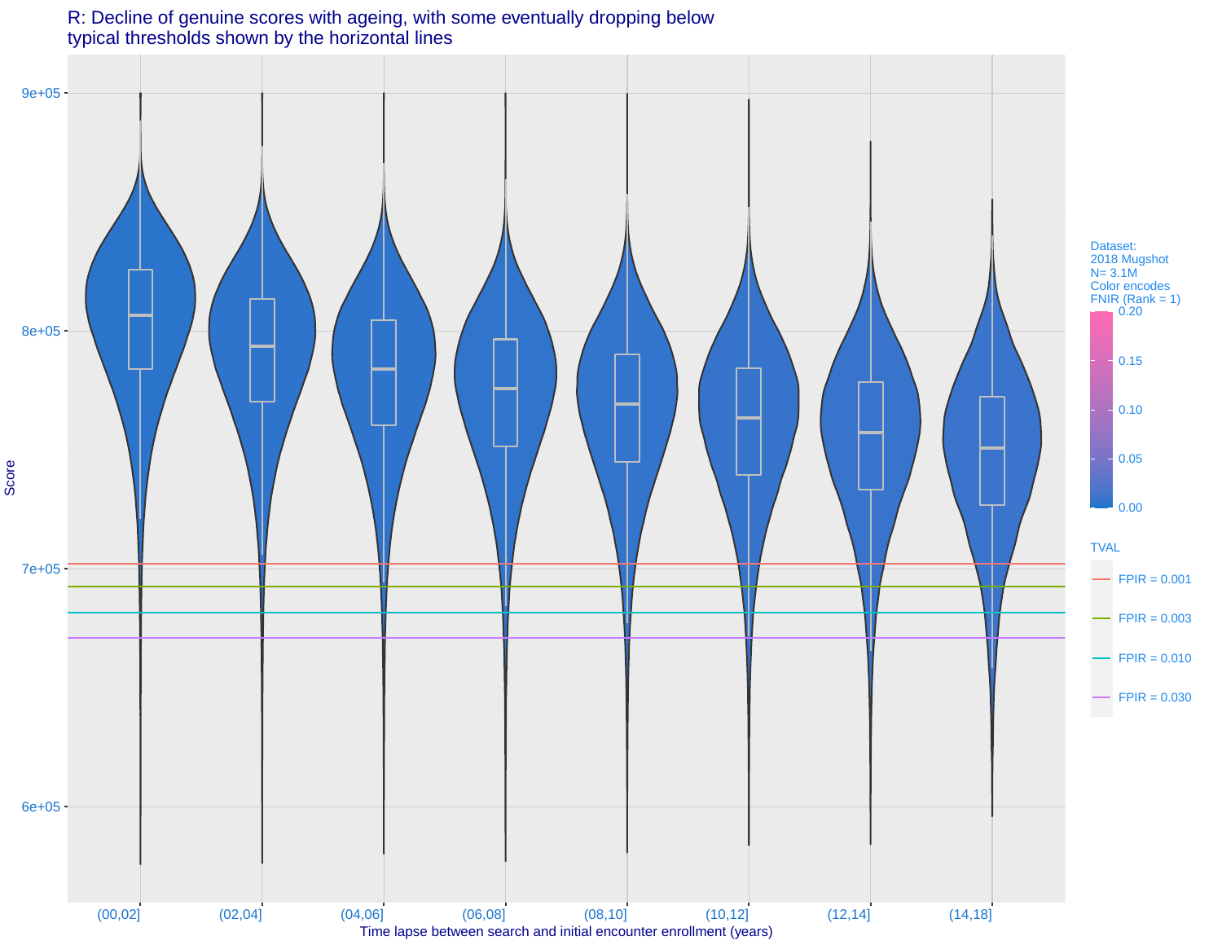R: Decline of genuine scores with ageing, with some eventually dropping below typical thresholds shown by the horizontal lines

Score

9e+05

8e+05

7e+05

6e+05

(00,02] (02,04] (04,06] (06,08] (08,10] (10,12] (12,14] (14,18]

Time lapse between search and initial encounter enrollment (years)

Dataset:
2018 Mugshot
N= 3.1M
Color encodes
FNIR (Rank = 1)

0.20
0.15
0.10
0.05
0.00

TVAL

FPIR = 0.001
FPIR = 0.003
FPIR = 0.010
FPIR = 0.030